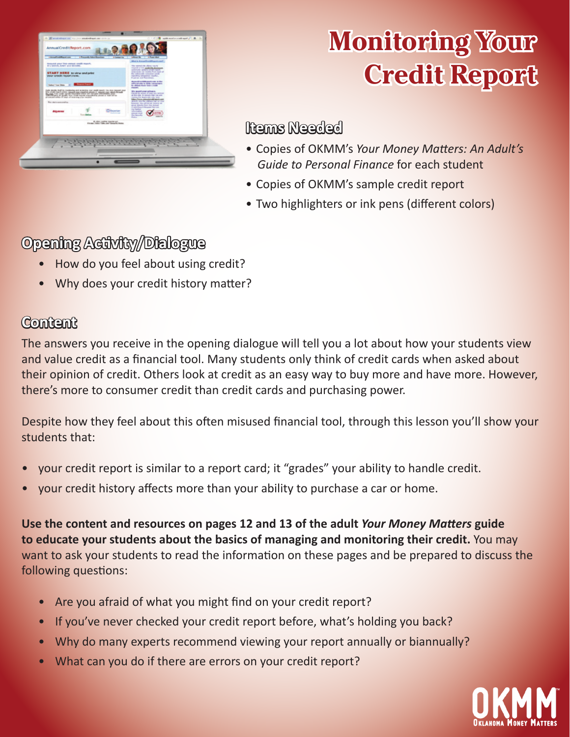# Monitoring Your Credit Report

## Items Needed

- Copies of OKMM's *Your Money Matters: An Adult's Guide to Personal Finance* for each student
- Copies of OKMM's sample credit report
- Two highlighters or ink pens (different colors)

## Opening Activity/Dialogue

- How do you feel about using credit?
- Why does your credit history matter?

## Content

The answers you receive in the opening dialogue will tell you a lot about how your students view and value credit as a financial tool. Many students only think of credit cards when asked about their opinion of credit. Others look at credit as an easy way to buy more and have more. However, there's more to consumer credit than credit cards and purchasing power.

Despite how they feel about this often misused financial tool, through this lesson you'll show your students that:

- your credit report is similar to a report card; it "grades" your ability to handle credit.
- your credit history affects more than your ability to purchase a car or home.

**Use the content and resources on pages 12 and 13 of the adult *Your Money Matters* guide to educate your students about the basics of managing and monitoring their credit.** You may want to ask your students to read the information on these pages and be prepared to discuss the following questions:

- Are you afraid of what you might find on your credit report?
- If you've never checked your credit report before, what's holding you back?
- Why do many experts recommend viewing your report annually or biannually?
- What can you do if there are errors on your credit report?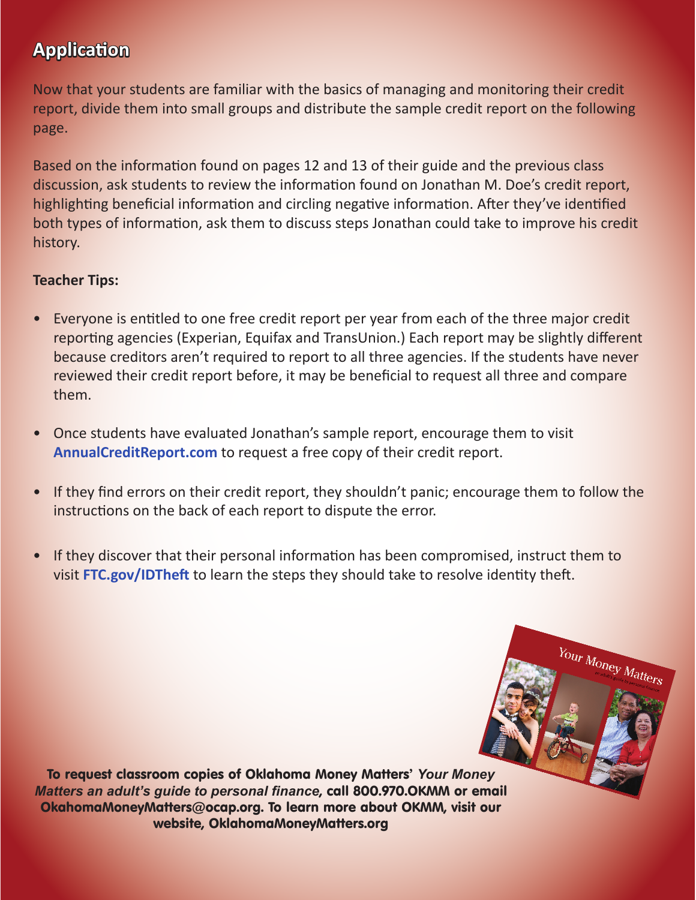## Application

Now that your students are familiar with the basics of managing and monitoring their credit report, divide them into small groups and distribute the sample credit report on the following page.

Based on the information found on pages 12 and 13 of their guide and the previous class discussion, ask students to review the information found on Jonathan M. Doe's credit report, highlighting beneficial information and circling negative information. After they've identified both types of information, ask them to discuss steps Jonathan could take to improve his credit history.

**Teacher Tips:**

- Everyone is entitled to one free credit report per year from each of the three major credit reporting agencies (Experian, Equifax and TransUnion.) Each report may be slightly different because creditors aren't required to report to all three agencies. If the students have never reviewed their credit report before, it may be beneficial to request all three and compare them.
- Once students have evaluated Jonathan's sample report, encourage them to visit **AnnualCreditReport.com** to request a free copy of their credit report.
- If they find errors on their credit report, they shouldn't panic; encourage them to follow the instructions on the back of each report to dispute the error.
- If they discover that their personal information has been compromised, instruct them to visit **FTC.gov/IDTheft** to learn the steps they should take to resolve identity theft.

**To request classroom copies of Oklahoma Money Matters' *Your Money Matters an adult's guide to personal finance,* call 800.970.OKMM or email OkahomaMoneyMatters@ocap.org. To learn more about OKMM, visit our website, OklahomaMoneyMatters.org**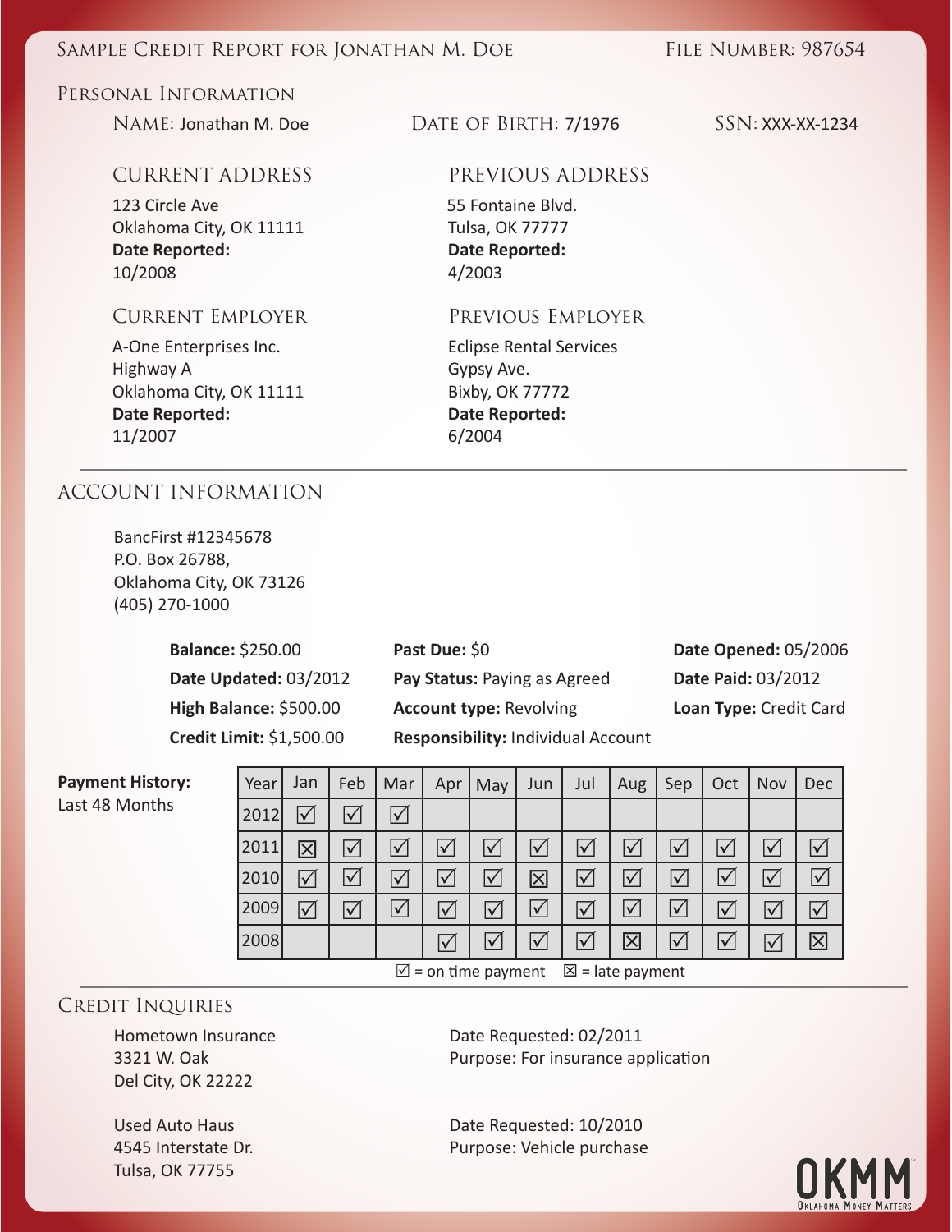# Sample Credit Report for Jonathan M. Doe

File Number: 987654

## Personal Information

Name: Jonathan M. Doe

Date of Birth: 7/1976

SSN: XXX-XX-1234

### Current Address

123 Circle Ave
Oklahoma City, OK 11111
**Date Reported:**
10/2008

### Previous Address

55 Fontaine Blvd.
Tulsa, OK 77777
**Date Reported:**
4/2003

### Current Employer

A-One Enterprises Inc.
Highway A
Oklahoma City, OK 11111
**Date Reported:**
11/2007

### Previous Employer

Eclipse Rental Services
Gypsy Ave.
Bixby, OK 77772
**Date Reported:**
6/2004

## Account Information

BancFirst #12345678
P.O. Box 26788,
Oklahoma City, OK 73126
(405) 270-1000

**Balance:** $250.00

**Date Updated:** 03/2012

**High Balance:** $500.00

**Credit Limit:** $1,500.00

**Past Due:** $0

**Pay Status:** Paying as Agreed

**Account type:** Revolving

**Responsibility:** Individual Account

**Date Opened:** 05/2006

**Date Paid:** 03/2012

**Loan Type:** Credit Card

**Payment History:**
Last 48 Months

| Year | Jan | Feb | Mar | Apr | May | Jun | Jul | Aug | Sep | Oct | Nov | Dec |
|---|---|---|---|---|---|---|---|---|---|---|---|---|
| 2012 | ☑ | ☑ | ☑ | | | | | | | | | |
| 2011 | ☒ | ☑ | ☑ | ☑ | ☑ | ☑ | ☑ | ☑ | ☑ | ☑ | ☑ | ☑ |
| 2010 | ☑ | ☑ | ☑ | ☑ | ☑ | ☒ | ☑ | ☑ | ☑ | ☑ | ☑ | ☑ |
| 2009 | ☑ | ☑ | ☑ | ☑ | ☑ | ☑ | ☑ | ☑ | ☑ | ☑ | ☑ | ☑ |
| 2008 | | | | ☑ | ☑ | ☑ | ☑ | ☒ | ☑ | ☑ | ☑ | ☒ |

☑ = on time payment ☒ = late payment

## Credit Inquiries

Hometown Insurance
3321 W. Oak
Del City, OK 22222

Date Requested: 02/2011
Purpose: For insurance application

Used Auto Haus
4545 Interstate Dr.
Tulsa, OK 77755

Date Requested: 10/2010
Purpose: Vehicle purchase

OKMM
Oklahoma Money Matters